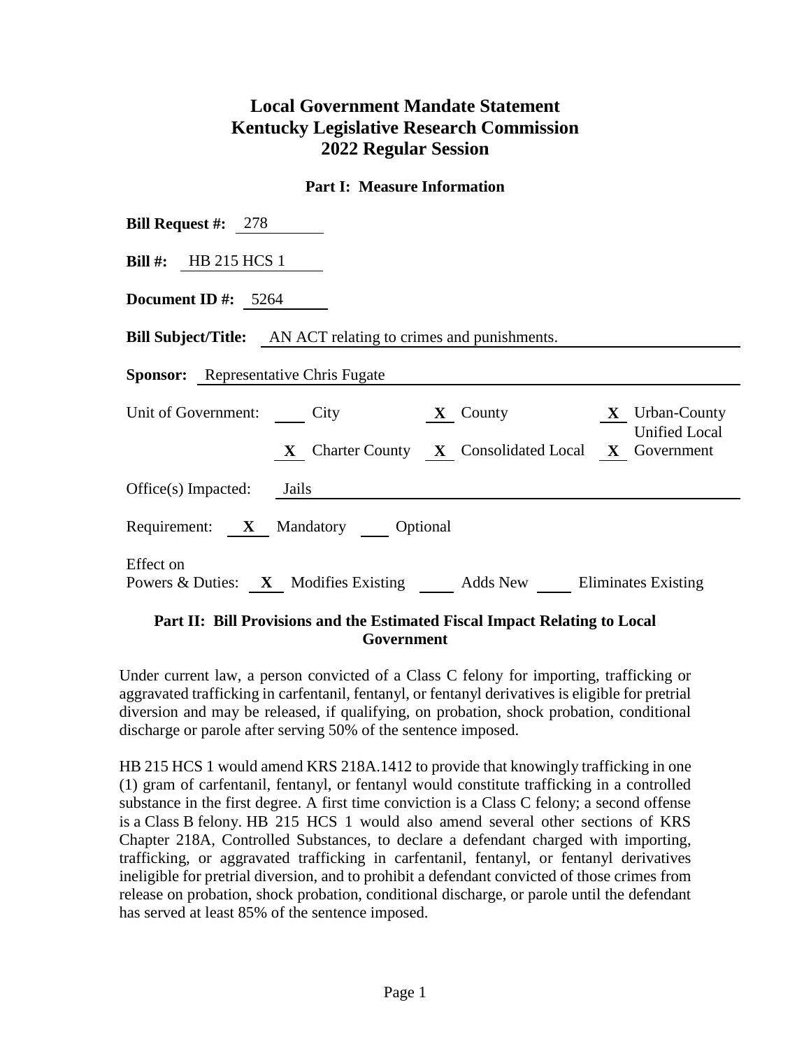# Local Government Mandate Statement
# Kentucky Legislative Research Commission
# 2022 Regular Session

## Part I: Measure Information

**Bill Request #:** 278

**Bill #:** HB 215 HCS 1

**Document ID #:** 5264

**Bill Subject/Title:** AN ACT relating to crimes and punishments.

**Sponsor:** Representative Chris Fugate

Unit of Government: ___ City **X** County **X** Urban-County Unified Local Government **X** Charter County **X** Consolidated Local

Office(s) Impacted: Jails

Requirement: **X** Mandatory ___ Optional

Effect on Powers & Duties: **X** Modifies Existing ___ Adds New ___ Eliminates Existing

## Part II: Bill Provisions and the Estimated Fiscal Impact Relating to Local Government

Under current law, a person convicted of a Class C felony for importing, trafficking or aggravated trafficking in carfentanil, fentanyl, or fentanyl derivatives is eligible for pretrial diversion and may be released, if qualifying, on probation, shock probation, conditional discharge or parole after serving 50% of the sentence imposed.

HB 215 HCS 1 would amend KRS 218A.1412 to provide that knowingly trafficking in one (1) gram of carfentanil, fentanyl, or fentanyl would constitute trafficking in a controlled substance in the first degree. A first time conviction is a Class C felony; a second offense is a Class B felony. HB 215 HCS 1 would also amend several other sections of KRS Chapter 218A, Controlled Substances, to declare a defendant charged with importing, trafficking, or aggravated trafficking in carfentanil, fentanyl, or fentanyl derivatives ineligible for pretrial diversion, and to prohibit a defendant convicted of those crimes from release on probation, shock probation, conditional discharge, or parole until the defendant has served at least 85% of the sentence imposed.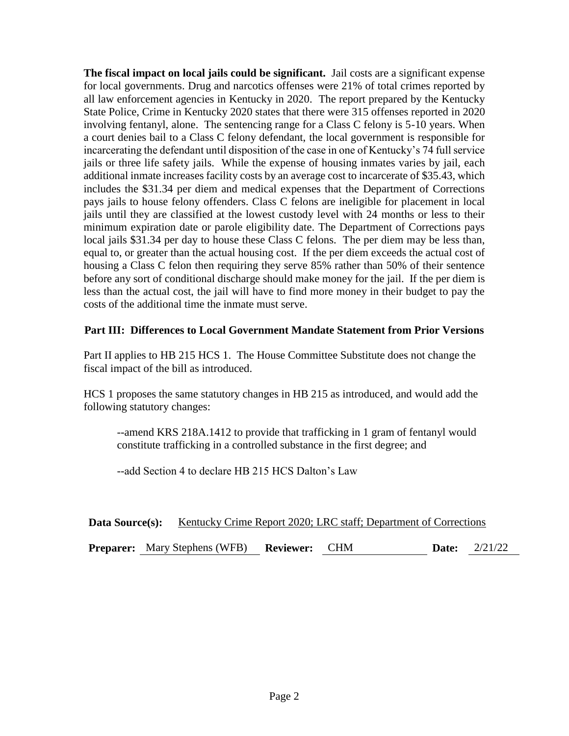**The fiscal impact on local jails could be significant.** Jail costs are a significant expense for local governments. Drug and narcotics offenses were 21% of total crimes reported by all law enforcement agencies in Kentucky in 2020. The report prepared by the Kentucky State Police, Crime in Kentucky 2020 states that there were 315 offenses reported in 2020 involving fentanyl, alone. The sentencing range for a Class C felony is 5-10 years. When a court denies bail to a Class C felony defendant, the local government is responsible for incarcerating the defendant until disposition of the case in one of Kentucky's 74 full service jails or three life safety jails. While the expense of housing inmates varies by jail, each additional inmate increases facility costs by an average cost to incarcerate of $35.43, which includes the $31.34 per diem and medical expenses that the Department of Corrections pays jails to house felony offenders. Class C felons are ineligible for placement in local jails until they are classified at the lowest custody level with 24 months or less to their minimum expiration date or parole eligibility date. The Department of Corrections pays local jails $31.34 per day to house these Class C felons. The per diem may be less than, equal to, or greater than the actual housing cost. If the per diem exceeds the actual cost of housing a Class C felon then requiring they serve 85% rather than 50% of their sentence before any sort of conditional discharge should make money for the jail. If the per diem is less than the actual cost, the jail will have to find more money in their budget to pay the costs of the additional time the inmate must serve.

## Part III: Differences to Local Government Mandate Statement from Prior Versions

Part II applies to HB 215 HCS 1. The House Committee Substitute does not change the fiscal impact of the bill as introduced.

HCS 1 proposes the same statutory changes in HB 215 as introduced, and would add the following statutory changes:

--amend KRS 218A.1412 to provide that trafficking in 1 gram of fentanyl would constitute trafficking in a controlled substance in the first degree; and

--add Section 4 to declare HB 215 HCS Dalton's Law

**Data Source(s):** Kentucky Crime Report 2020; LRC staff; Department of Corrections

**Preparer:** Mary Stephens (WFB) **Reviewer:** CHM **Date:** 2/21/22